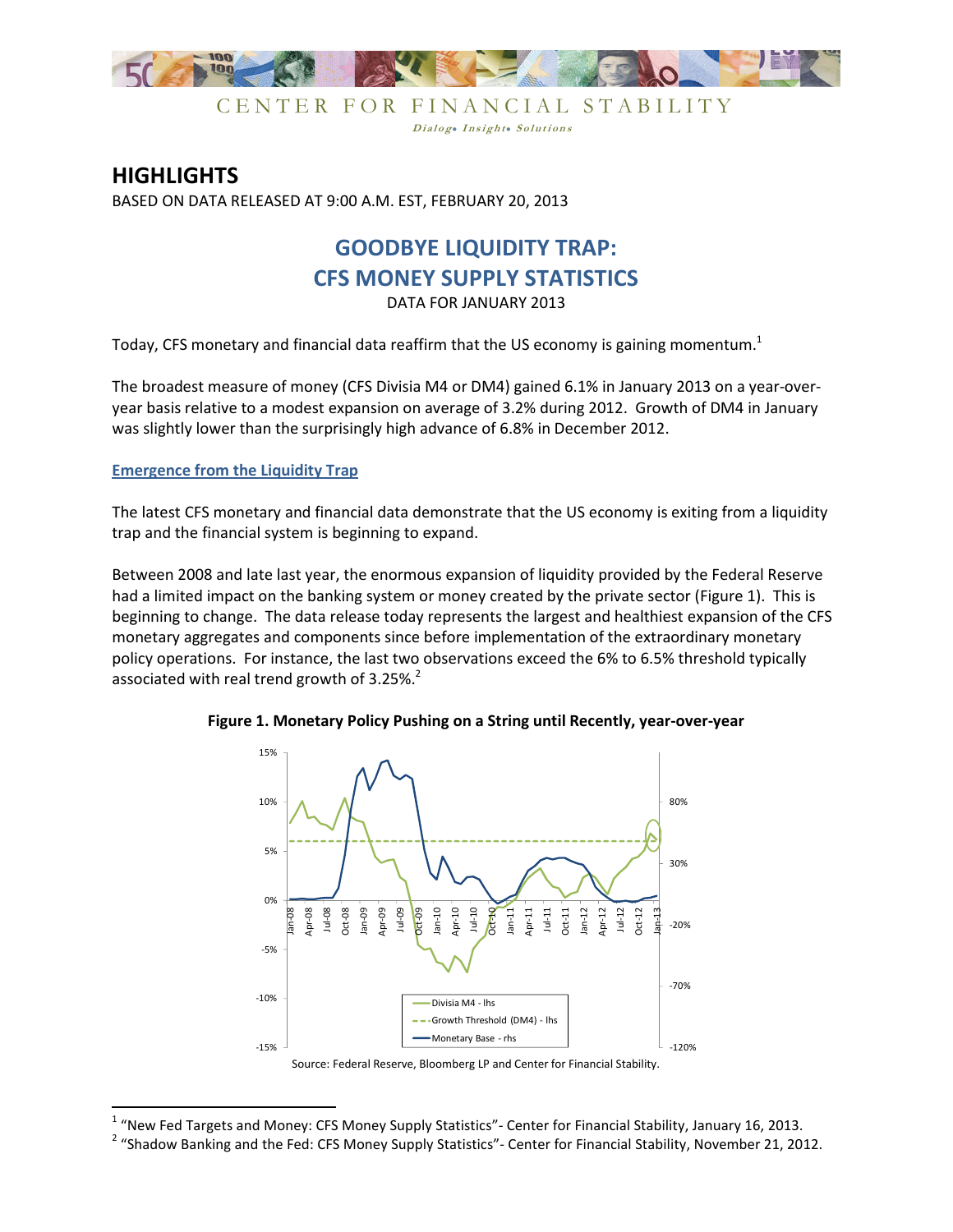CENTER FOR FINANCIAL STABILITY

*Dialog• Insight• Solutions*

# HIGHLIGHTS

BASED ON DATA RELEASED AT 9:00 A.M. EST, FEBRUARY 20, 2013

## GOODBYE LIQUIDITY TRAP: CFS MONEY SUPPLY STATISTICS

DATA FOR JANUARY 2013

Today, CFS monetary and financial data reaffirm that the US economy is gaining momentum.[1]

The broadest measure of money (CFS Divisia M4 or DM4) gained 6.1% in January 2013 on a year-over-year basis relative to a modest expansion on average of 3.2% during 2012. Growth of DM4 in January was slightly lower than the surprisingly high advance of 6.8% in December 2012.

### Emergence from the Liquidity Trap

The latest CFS monetary and financial data demonstrate that the US economy is exiting from a liquidity trap and the financial system is beginning to expand.

Between 2008 and late last year, the enormous expansion of liquidity provided by the Federal Reserve had a limited impact on the banking system or money created by the private sector (Figure 1). This is beginning to change. The data release today represents the largest and healthiest expansion of the CFS monetary aggregates and components since before implementation of the extraordinary monetary policy operations. For instance, the last two observations exceed the 6% to 6.5% threshold typically associated with real trend growth of 3.25%.[2]

**Figure 1. Monetary Policy Pushing on a String until Recently, year-over-year**

15%
10%
5%
0%
-5%
-10%
-15%

80%
30%
-20%
-70%
-120%

Jan-08
Apr-08
Jul-08
Oct-08
Jan-09
Apr-09
Jul-09
Oct-09
Jan-10
Apr-10
Jul-10
Oct-10
Jan-11
Apr-11
Jul-11
Oct-11
Jan-12
Apr-12
Jul-12
Oct-12
Jan-13

Divisia M4 - lhs
Growth Threshold (DM4) - lhs
Monetary Base - rhs

Source: Federal Reserve, Bloomberg LP and Center for Financial Stability.

---

[1] "New Fed Targets and Money: CFS Money Supply Statistics"- Center for Financial Stability, January 16, 2013.

[2] "Shadow Banking and the Fed: CFS Money Supply Statistics"- Center for Financial Stability, November 21, 2012.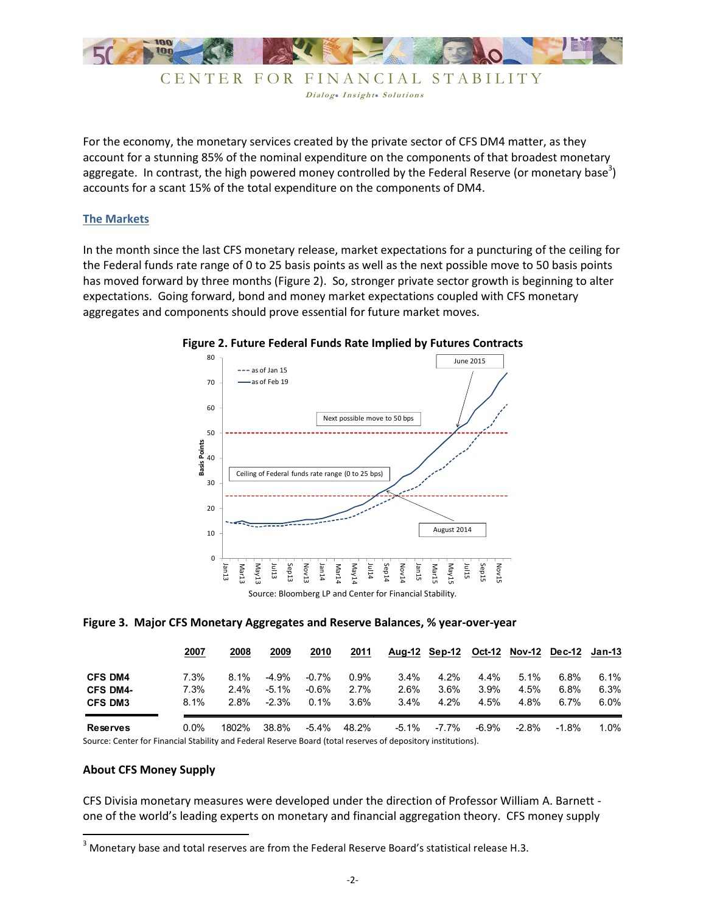For the economy, the monetary services created by the private sector of CFS DM4 matter, as they account for a stunning 85% of the nominal expenditure on the components of that broadest monetary aggregate. In contrast, the high powered money controlled by the Federal Reserve (or monetary base[3]) accounts for a scant 15% of the total expenditure on the components of DM4.

## The Markets

In the month since the last CFS monetary release, market expectations for a puncturing of the ceiling for the Federal funds rate range of 0 to 25 basis points as well as the next possible move to 50 basis points has moved forward by three months (Figure 2). So, stronger private sector growth is beginning to alter expectations. Going forward, bond and money market expectations coupled with CFS monetary aggregates and components should prove essential for future market moves.

**Figure 2. Future Federal Funds Rate Implied by Futures Contracts**

as of Jan 15
as of Feb 19
June 2015
Next possible move to 50 bps
Ceiling of Federal funds rate range (0 to 25 bps)
August 2014
Basis Points
80
70
60
50
40
30
20
10
0
Jan13 Mar13 May13 Jul13 Sep13 Nov13 Jan14 Mar14 May14 Jul14 Sep14 Nov14 Jan15 Mar15 May15 Jul15 Sep15 Nov15

Source: Bloomberg LP and Center for Financial Stability.

**Figure 3. Major CFS Monetary Aggregates and Reserve Balances, % year-over-year**

| | 2007 | 2008 | 2009 | 2010 | 2011 | Aug-12 | Sep-12 | Oct-12 | Nov-12 | Dec-12 | Jan-13 |
|---|---|---|---|---|---|---|---|---|---|---|---|
| **CFS DM4** | 7.3% | 8.1% | -4.9% | -0.7% | 0.9% | 3.4% | 4.2% | 4.4% | 5.1% | 6.8% | 6.1% |
| **CFS DM4-** | 7.3% | 2.4% | -5.1% | -0.6% | 2.7% | 2.6% | 3.6% | 3.9% | 4.5% | 6.8% | 6.3% |
| **CFS DM3** | 8.1% | 2.8% | -2.3% | 0.1% | 3.6% | 3.4% | 4.2% | 4.5% | 4.8% | 6.7% | 6.0% |
| **Reserves** | 0.0% | 1802% | 38.8% | -5.4% | 48.2% | -5.1% | -7.7% | -6.9% | -2.8% | -1.8% | 1.0% |

Source: Center for Financial Stability and Federal Reserve Board (total reserves of depository institutions).

### About CFS Money Supply

CFS Divisia monetary measures were developed under the direction of Professor William A. Barnett - one of the world's leading experts on monetary and financial aggregation theory. CFS money supply

[3] Monetary base and total reserves are from the Federal Reserve Board's statistical release H.3.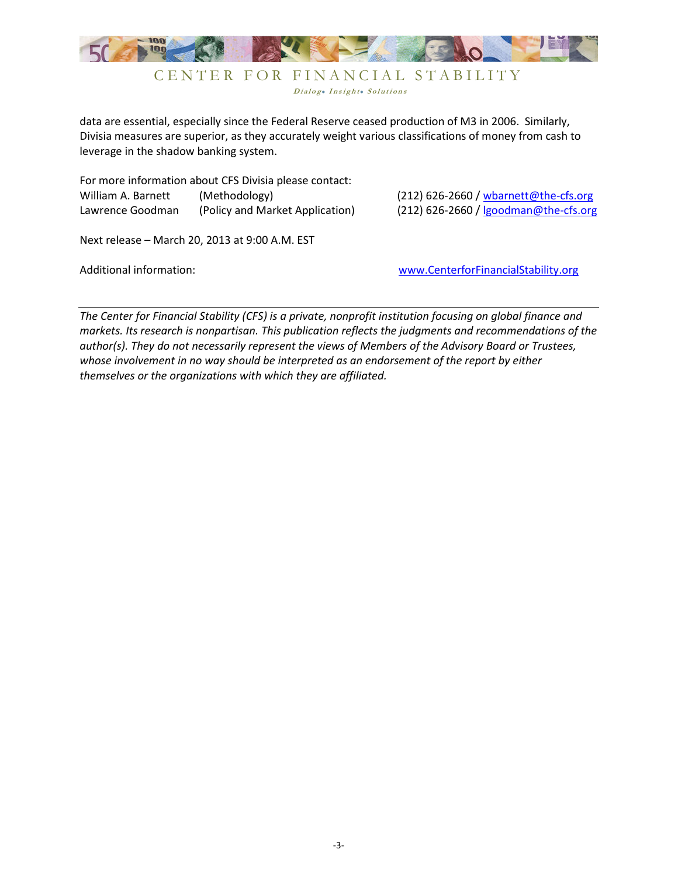data are essential, especially since the Federal Reserve ceased production of M3 in 2006. Similarly, Divisia measures are superior, as they accurately weight various classifications of money from cash to leverage in the shadow banking system.

For more information about CFS Divisia please contact:

| | | |
|---|---|---|
| William A. Barnett | (Methodology) | (212) 626-2660 / wbarnett@the-cfs.org |
| Lawrence Goodman | (Policy and Market Application) | (212) 626-2660 / lgoodman@the-cfs.org |

Next release – March 20, 2013 at 9:00 A.M. EST

Additional information: www.CenterforFinancialStability.org

---

*The Center for Financial Stability (CFS) is a private, nonprofit institution focusing on global finance and markets. Its research is nonpartisan. This publication reflects the judgments and recommendations of the author(s). They do not necessarily represent the views of Members of the Advisory Board or Trustees, whose involvement in no way should be interpreted as an endorsement of the report by either themselves or the organizations with which they are affiliated.*